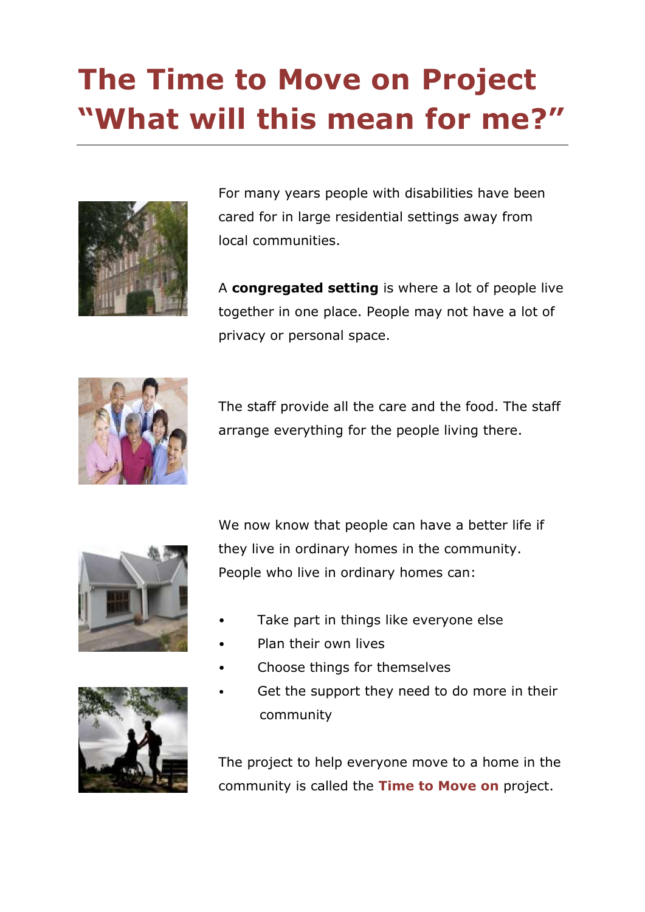# The Time to Move on Project "What will this mean for me?"

For many years people with disabilities have been cared for in large residential settings away from local communities.

A **congregated setting** is where a lot of people live together in one place. People may not have a lot of privacy or personal space.

The staff provide all the care and the food. The staff arrange everything for the people living there.

We now know that people can have a better life if they live in ordinary homes in the community. People who live in ordinary homes can:

- Take part in things like everyone else
- Plan their own lives
- Choose things for themselves
- Get the support they need to do more in their community

The project to help everyone move to a home in the community is called the **Time to Move on** project.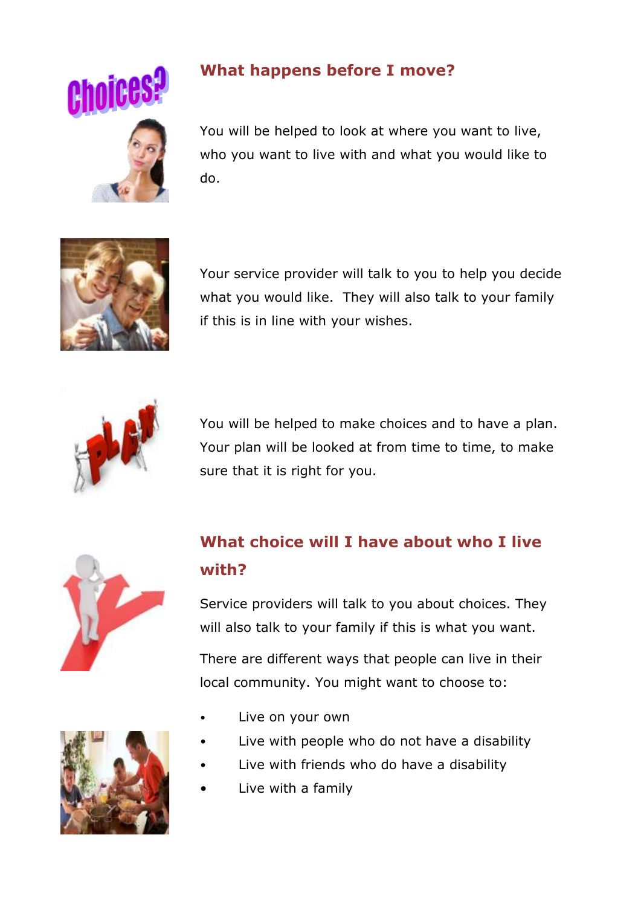## What happens before I move?

You will be helped to look at where you want to live, who you want to live with and what you would like to do.

Your service provider will talk to you to help you decide what you would like. They will also talk to your family if this is in line with your wishes.

You will be helped to make choices and to have a plan. Your plan will be looked at from time to time, to make sure that it is right for you.

## What choice will I have about who I live with?

Service providers will talk to you about choices. They will also talk to your family if this is what you want.

There are different ways that people can live in their local community. You might want to choose to:

- Live on your own
- Live with people who do not have a disability
- Live with friends who do have a disability
- Live with a family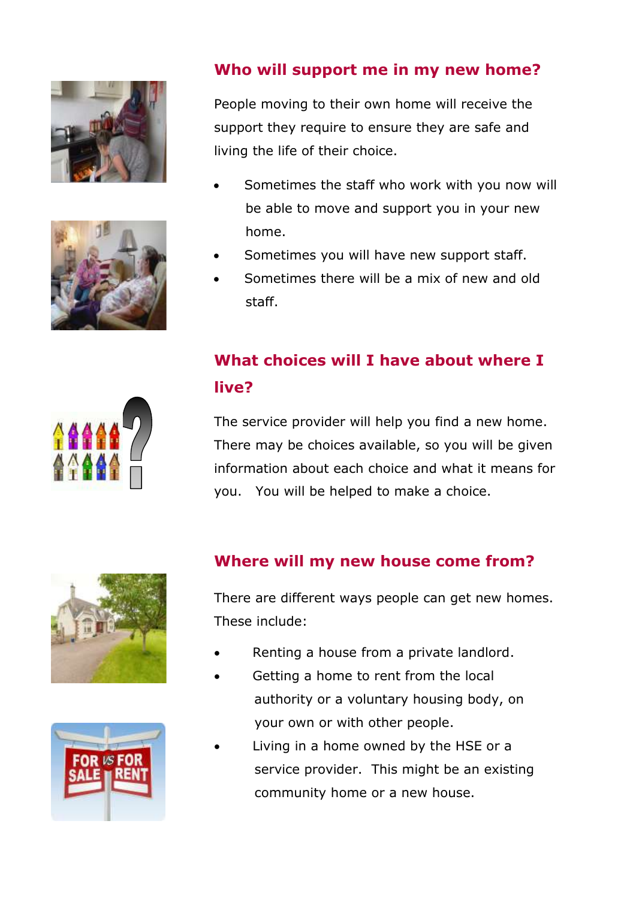## Who will support me in my new home?

People moving to their own home will receive the support they require to ensure they are safe and living the life of their choice.

- Sometimes the staff who work with you now will be able to move and support you in your new home.
- Sometimes you will have new support staff.
- Sometimes there will be a mix of new and old staff.

## What choices will I have about where I live?

The service provider will help you find a new home. There may be choices available, so you will be given information about each choice and what it means for you. You will be helped to make a choice.

## Where will my new house come from?

There are different ways people can get new homes. These include:

- Renting a house from a private landlord.
- Getting a home to rent from the local authority or a voluntary housing body, on your own or with other people.
- Living in a home owned by the HSE or a service provider. This might be an existing community home or a new house.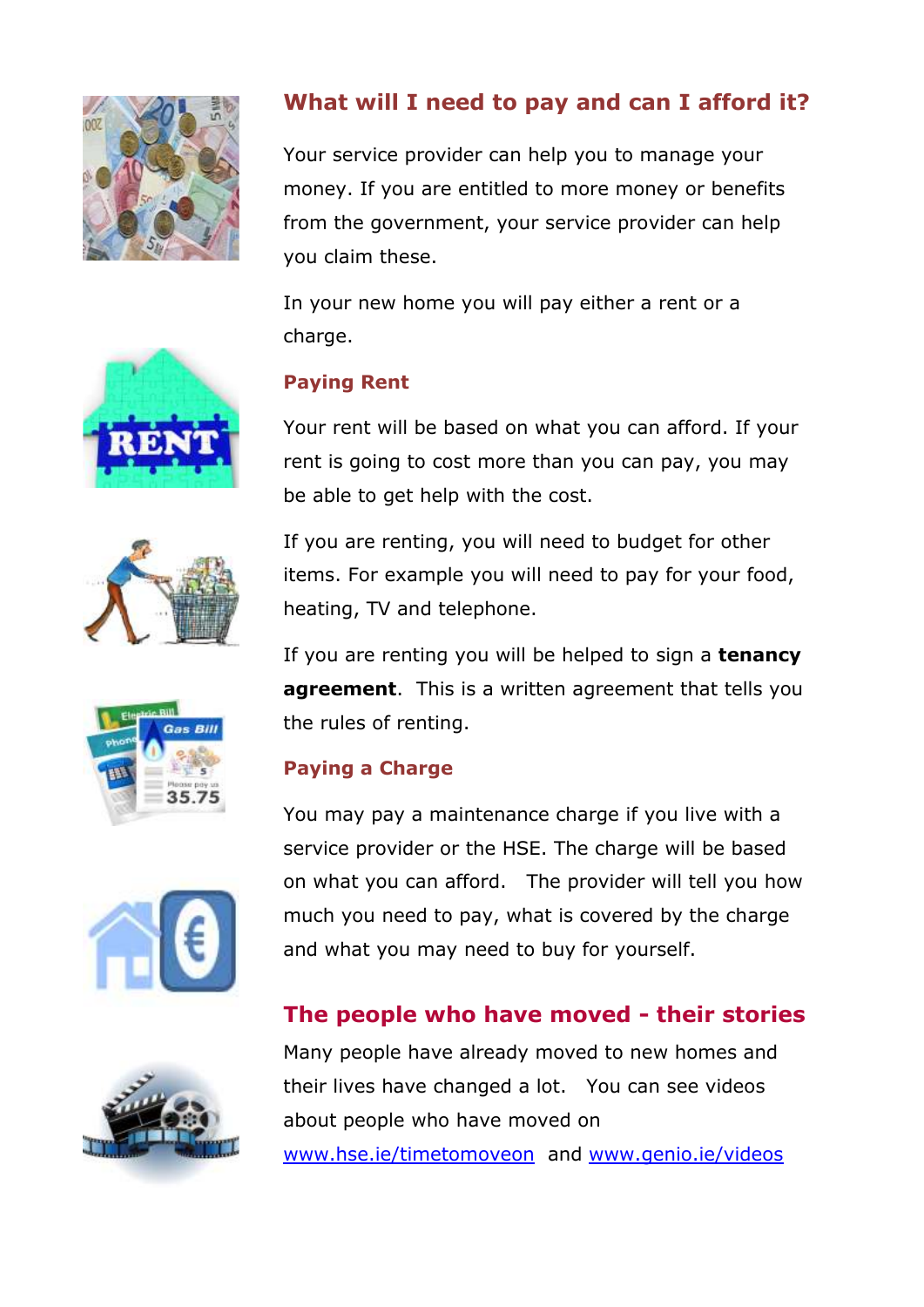## What will I need to pay and can I afford it?

Your service provider can help you to manage your money. If you are entitled to more money or benefits from the government, your service provider can help you claim these.

In your new home you will pay either a rent or a charge.

### Paying Rent

Your rent will be based on what you can afford. If your rent is going to cost more than you can pay, you may be able to get help with the cost.

If you are renting, you will need to budget for other items. For example you will need to pay for your food, heating, TV and telephone.

If you are renting you will be helped to sign a **tenancy agreement**. This is a written agreement that tells you the rules of renting.

### Paying a Charge

You may pay a maintenance charge if you live with a service provider or the HSE. The charge will be based on what you can afford. The provider will tell you how much you need to pay, what is covered by the charge and what you may need to buy for yourself.

## The people who have moved - their stories

Many people have already moved to new homes and their lives have changed a lot. You can see videos about people who have moved on [www.hse.ie/timetomoveon](http://www.hse.ie/timetomoveon) and [www.genio.ie/videos](http://www.genio.ie/videos)